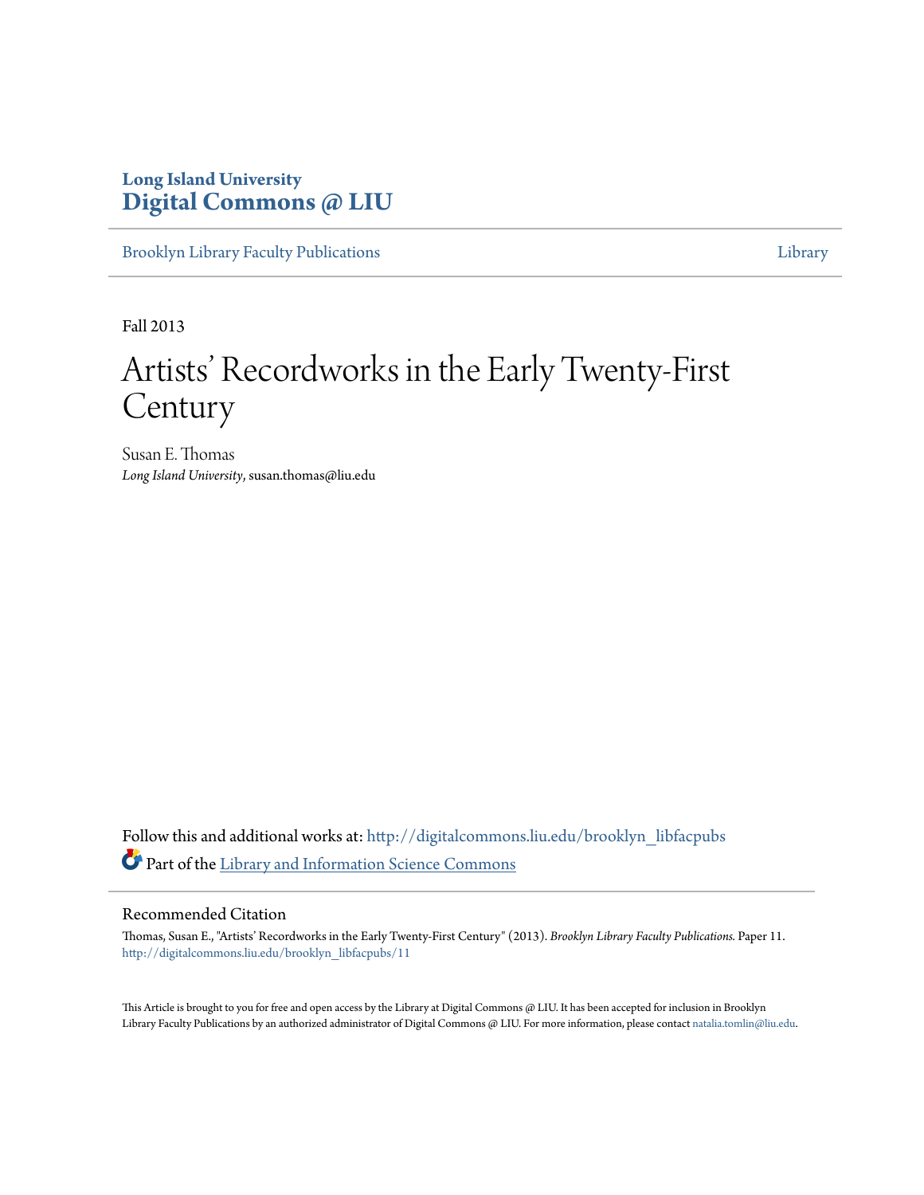**Long Island University**
**Digital Commons @ LIU**

Brooklyn Library Faculty Publications | Library

---

Fall 2013

# Artists' Recordworks in the Early Twenty-First Century

Susan E. Thomas
*Long Island University*, susan.thomas@liu.edu

Follow this and additional works at: http://digitalcommons.liu.edu/brooklyn_libfacpubs

Part of the Library and Information Science Commons

---

## Recommended Citation

Thomas, Susan E., "Artists' Recordworks in the Early Twenty-First Century" (2013). *Brooklyn Library Faculty Publications.* Paper 11.
http://digitalcommons.liu.edu/brooklyn_libfacpubs/11

This Article is brought to you for free and open access by the Library at Digital Commons @ LIU. It has been accepted for inclusion in Brooklyn Library Faculty Publications by an authorized administrator of Digital Commons @ LIU. For more information, please contact natalia.tomlin@liu.edu.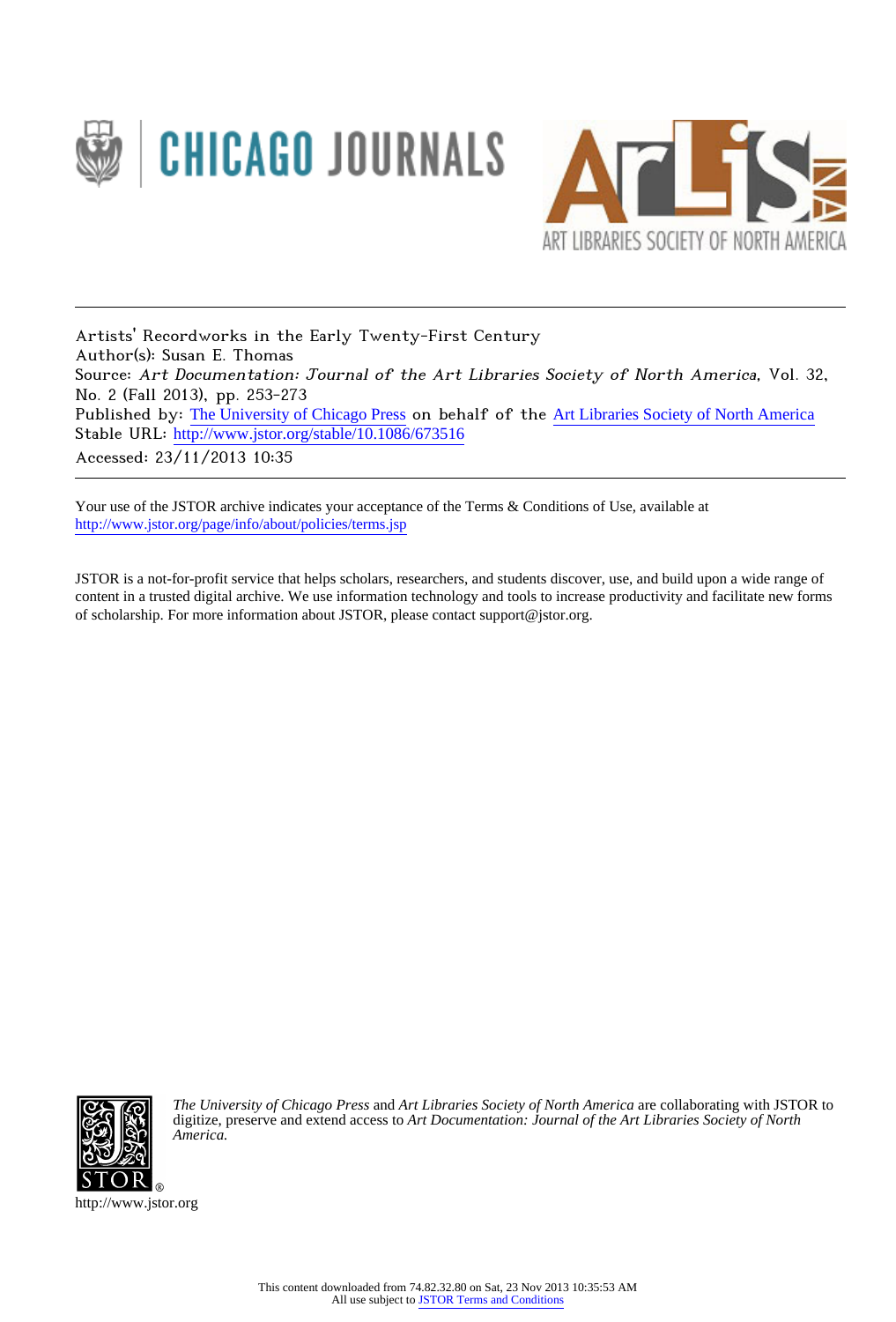Artists' Recordworks in the Early Twenty-First Century
Author(s): Susan E. Thomas
Source: *Art Documentation: Journal of the Art Libraries Society of North America*, Vol. 32, No. 2 (Fall 2013), pp. 253-273
Published by: The University of Chicago Press on behalf of the Art Libraries Society of North America
Stable URL: http://www.jstor.org/stable/10.1086/673516
Accessed: 23/11/2013 10:35

---

Your use of the JSTOR archive indicates your acceptance of the Terms & Conditions of Use, available at
http://www.jstor.org/page/info/about/policies/terms.jsp

JSTOR is a not-for-profit service that helps scholars, researchers, and students discover, use, and build upon a wide range of content in a trusted digital archive. We use information technology and tools to increase productivity and facilitate new forms of scholarship. For more information about JSTOR, please contact support@jstor.org.

*The University of Chicago Press* and *Art Libraries Society of North America* are collaborating with JSTOR to digitize, preserve and extend access to *Art Documentation: Journal of the Art Libraries Society of North America.*

http://www.jstor.org

This content downloaded from 74.82.32.80 on Sat, 23 Nov 2013 10:35:53 AM
All use subject to JSTOR Terms and Conditions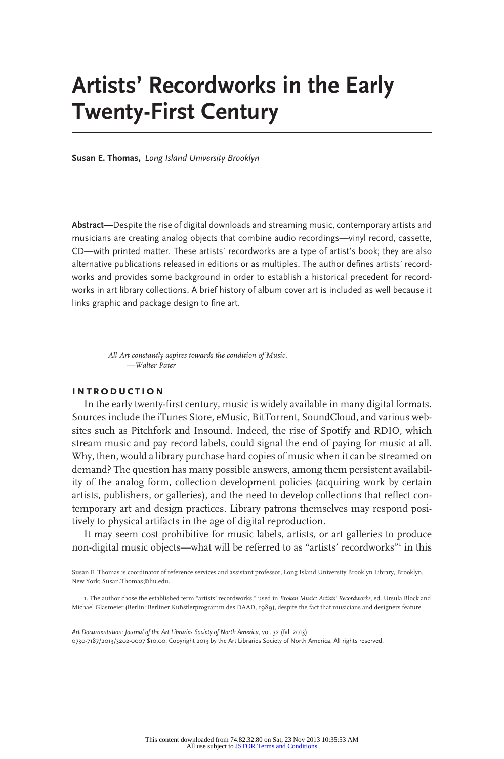# Artists' Recordworks in the Early Twenty-First Century

**Susan E. Thomas,** *Long Island University Brooklyn*

**Abstract**—Despite the rise of digital downloads and streaming music, contemporary artists and musicians are creating analog objects that combine audio recordings—vinyl record, cassette, CD—with printed matter. These artists' recordworks are a type of artist's book; they are also alternative publications released in editions or as multiples. The author defines artists' recordworks and provides some background in order to establish a historical precedent for recordworks in art library collections. A brief history of album cover art is included as well because it links graphic and package design to fine art.

> *All Art constantly aspires towards the condition of Music.*
> —*Walter Pater*

## INTRODUCTION

In the early twenty-first century, music is widely available in many digital formats. Sources include the iTunes Store, eMusic, BitTorrent, SoundCloud, and various websites such as Pitchfork and Insound. Indeed, the rise of Spotify and RDIO, which stream music and pay record labels, could signal the end of paying for music at all. Why, then, would a library purchase hard copies of music when it can be streamed on demand? The question has many possible answers, among them persistent availability of the analog form, collection development policies (acquiring work by certain artists, publishers, or galleries), and the need to develop collections that reflect contemporary art and design practices. Library patrons themselves may respond positively to physical artifacts in the age of digital reproduction.

It may seem cost prohibitive for music labels, artists, or art galleries to produce non-digital music objects—what will be referred to as "artists' recordworks"[1] in this

Susan E. Thomas is coordinator of reference services and assistant professor, Long Island University Brooklyn Library, Brooklyn, New York; Susan.Thomas@liu.edu.

1. The author chose the established term "artists' recordworks," used in *Broken Music: Artists' Recordworks*, ed. Ursula Block and Michael Glasmeier (Berlin: Berliner Kuñstlerprogramm des DAAD, 1989), despite the fact that musicians and designers feature

*Art Documentation: Journal of the Art Libraries Society of North America,* vol. 32 (fall 2013)
0730-7187/2013/3202-0007 $10.00. Copyright 2013 by the Art Libraries Society of North America. All rights reserved.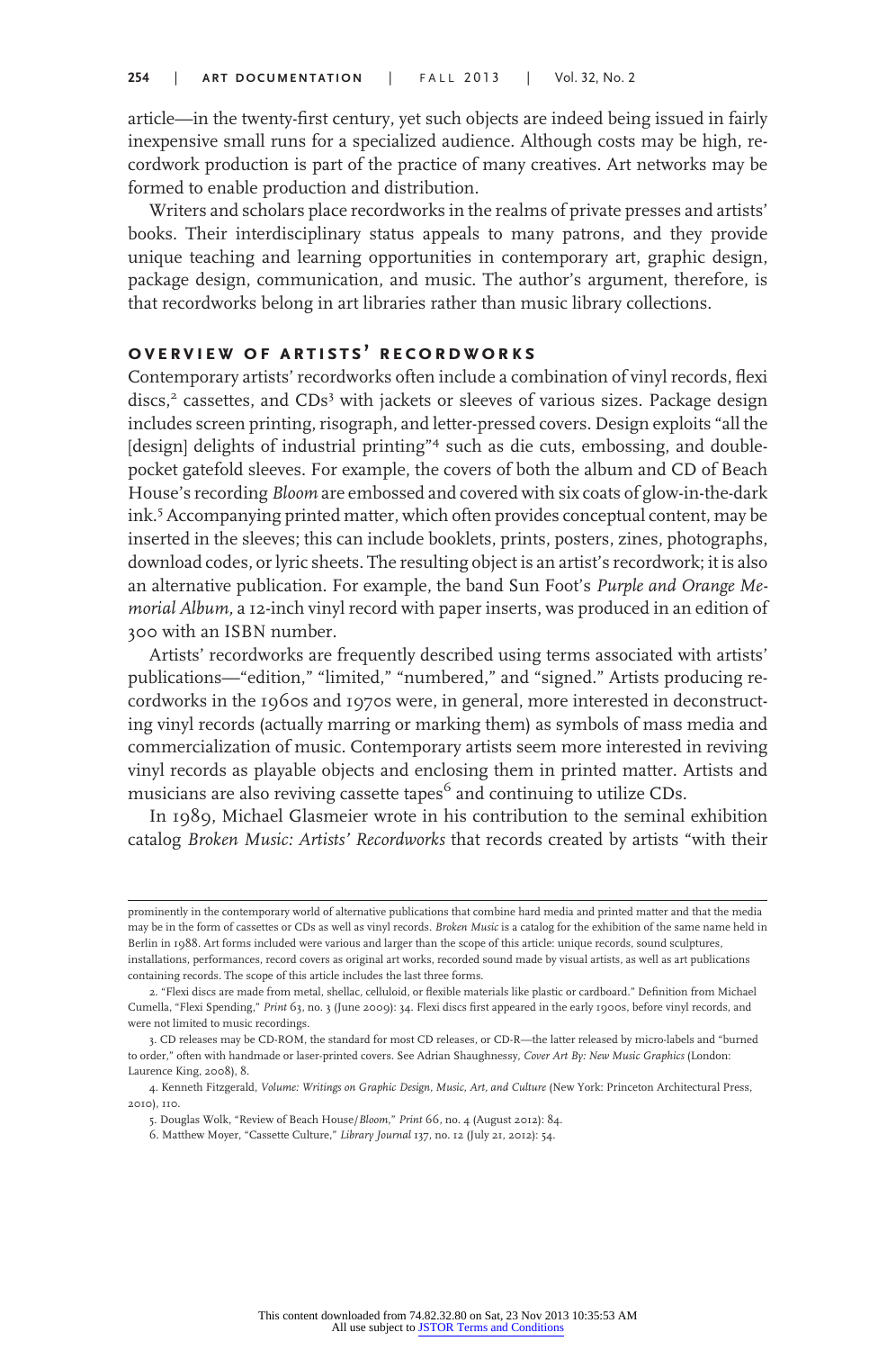article—in the twenty-first century, yet such objects are indeed being issued in fairly inexpensive small runs for a specialized audience. Although costs may be high, recordwork production is part of the practice of many creatives. Art networks may be formed to enable production and distribution.

Writers and scholars place recordworks in the realms of private presses and artists' books. Their interdisciplinary status appeals to many patrons, and they provide unique teaching and learning opportunities in contemporary art, graphic design, package design, communication, and music. The author's argument, therefore, is that recordworks belong in art libraries rather than music library collections.

## Overview of Artists' Recordworks

Contemporary artists' recordworks often include a combination of vinyl records, flexi discs,[2] cassettes, and CDs[3] with jackets or sleeves of various sizes. Package design includes screen printing, risograph, and letter-pressed covers. Design exploits "all the [design] delights of industrial printing"[4] such as die cuts, embossing, and double-pocket gatefold sleeves. For example, the covers of both the album and CD of Beach House's recording *Bloom* are embossed and covered with six coats of glow-in-the-dark ink.[5] Accompanying printed matter, which often provides conceptual content, may be inserted in the sleeves; this can include booklets, prints, posters, zines, photographs, download codes, or lyric sheets. The resulting object is an artist's recordwork; it is also an alternative publication. For example, the band Sun Foot's *Purple and Orange Memorial Album,* a 12-inch vinyl record with paper inserts, was produced in an edition of 300 with an ISBN number.

Artists' recordworks are frequently described using terms associated with artists' publications—"edition," "limited," "numbered," and "signed." Artists producing recordworks in the 1960s and 1970s were, in general, more interested in deconstructing vinyl records (actually marring or marking them) as symbols of mass media and commercialization of music. Contemporary artists seem more interested in reviving vinyl records as playable objects and enclosing them in printed matter. Artists and musicians are also reviving cassette tapes[6] and continuing to utilize CDs.

In 1989, Michael Glasmeier wrote in his contribution to the seminal exhibition catalog *Broken Music: Artists' Recordworks* that records created by artists "with their

---

prominently in the contemporary world of alternative publications that combine hard media and printed matter and that the media may be in the form of cassettes or CDs as well as vinyl records. *Broken Music* is a catalog for the exhibition of the same name held in Berlin in 1988. Art forms included were various and larger than the scope of this article: unique records, sound sculptures, installations, performances, record covers as original art works, recorded sound made by visual artists, as well as art publications containing records. The scope of this article includes the last three forms.

2. "Flexi discs are made from metal, shellac, celluloid, or flexible materials like plastic or cardboard." Definition from Michael Cumella, "Flexi Spending," *Print* 63, no. 3 (June 2009): 34. Flexi discs first appeared in the early 1900s, before vinyl records, and were not limited to music recordings.

3. CD releases may be CD-ROM, the standard for most CD releases, or CD-R—the latter released by micro-labels and "burned to order," often with handmade or laser-printed covers. See Adrian Shaughnessy, *Cover Art By: New Music Graphics* (London: Laurence King, 2008), 8.

4. Kenneth Fitzgerald, *Volume: Writings on Graphic Design, Music, Art, and Culture* (New York: Princeton Architectural Press, 2010), 110.

5. Douglas Wolk, "Review of Beach House/*Bloom*," *Print* 66, no. 4 (August 2012): 84.

6. Matthew Moyer, "Cassette Culture," *Library Journal* 137, no. 12 (July 21, 2012): 54.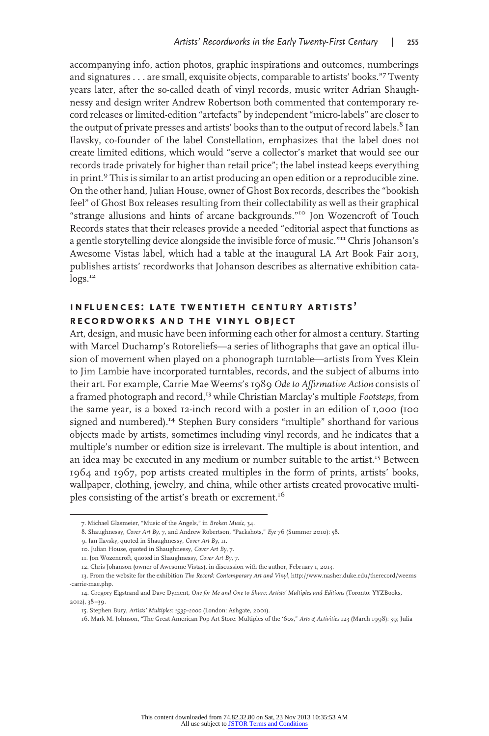accompanying info, action photos, graphic inspirations and outcomes, numberings and signatures . . . are small, exquisite objects, comparable to artists' books."[7] Twenty years later, after the so-called death of vinyl records, music writer Adrian Shaughnessy and design writer Andrew Robertson both commented that contemporary record releases or limited-edition "artefacts" by independent "micro-labels" are closer to the output of private presses and artists' books than to the output of record labels.[8] Ian Ilavsky, co-founder of the label Constellation, emphasizes that the label does not create limited editions, which would "serve a collector's market that would see our records trade privately for higher than retail price"; the label instead keeps everything in print.[9] This is similar to an artist producing an open edition or a reproducible zine. On the other hand, Julian House, owner of Ghost Box records, describes the "bookish feel" of Ghost Box releases resulting from their collectability as well as their graphical "strange allusions and hints of arcane backgrounds."[10] Jon Wozencroft of Touch Records states that their releases provide a needed "editorial aspect that functions as a gentle storytelling device alongside the invisible force of music."[11] Chris Johanson's Awesome Vistas label, which had a table at the inaugural LA Art Book Fair 2013, publishes artists' recordworks that Johanson describes as alternative exhibition catalogs.[12]

## INFLUENCES: LATE TWENTIETH CENTURY ARTISTS' RECORDWORKS AND THE VINYL OBJECT

Art, design, and music have been informing each other for almost a century. Starting with Marcel Duchamp's Rotoreliefs—a series of lithographs that gave an optical illusion of movement when played on a phonograph turntable—artists from Yves Klein to Jim Lambie have incorporated turntables, records, and the subject of albums into their art. For example, Carrie Mae Weems's 1989 *Ode to Affirmative Action* consists of a framed photograph and record,[13] while Christian Marclay's multiple *Footsteps*, from the same year, is a boxed 12-inch record with a poster in an edition of 1,000 (100 signed and numbered).[14] Stephen Bury considers "multiple" shorthand for various objects made by artists, sometimes including vinyl records, and he indicates that a multiple's number or edition size is irrelevant. The multiple is about intention, and an idea may be executed in any medium or number suitable to the artist.[15] Between 1964 and 1967, pop artists created multiples in the form of prints, artists' books, wallpaper, clothing, jewelry, and china, while other artists created provocative multiples consisting of the artist's breath or excrement.[16]

---

7. Michael Glasmeier, "Music of the Angels," in *Broken Music*, 34.

8. Shaughnessy, *Cover Art By*, 7, and Andrew Robertson, "Packshots," *Eye* 76 (Summer 2010): 58.

9. Ian Ilavsky, quoted in Shaughnessy, *Cover Art By*, 11.

10. Julian House, quoted in Shaughnessy, *Cover Art By*, 7.

11. Jon Wozencroft, quoted in Shaughnessy, *Cover Art By*, 7.

12. Chris Johanson (owner of Awesome Vistas), in discussion with the author, February 1, 2013.

13. From the website for the exhibition *The Record: Contemporary Art and Vinyl*, http://www.nasher.duke.edu/therecord/weems-carrie-mae.php.

14. Gregory Elgstrand and Dave Dyment, *One for Me and One to Share: Artists' Multiples and Editions* (Toronto: YYZBooks, 2012), 38–39.

15. Stephen Bury, *Artists' Multiples: 1935–2000* (London: Ashgate, 2001).

16. Mark M. Johnson, "The Great American Pop Art Store: Multiples of the '60s," *Arts & Activities* 123 (March 1998): 39; Julia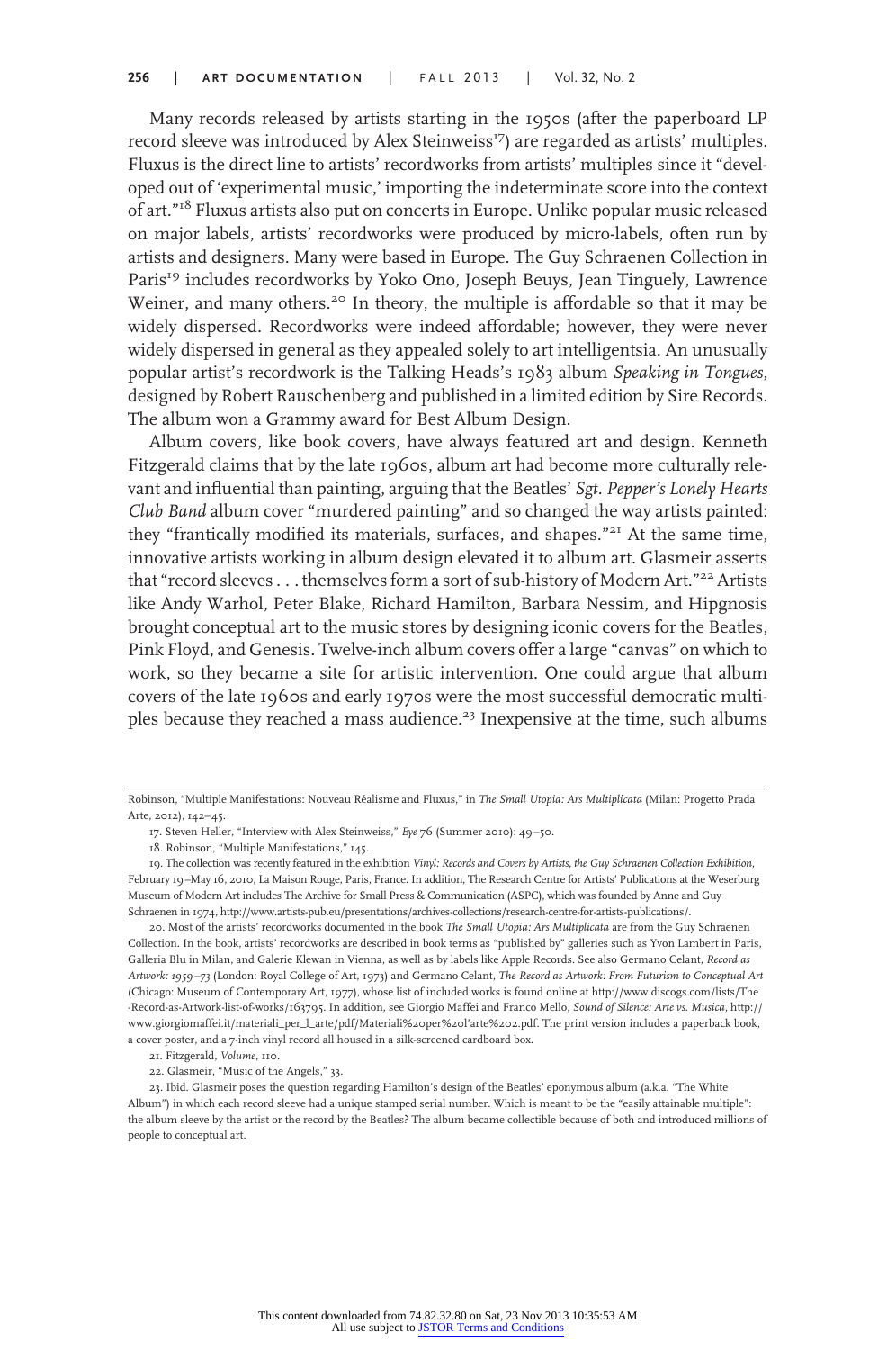Many records released by artists starting in the 1950s (after the paperboard LP record sleeve was introduced by Alex Steinweiss[17]) are regarded as artists' multiples. Fluxus is the direct line to artists' recordworks from artists' multiples since it "developed out of 'experimental music,' importing the indeterminate score into the context of art."[18] Fluxus artists also put on concerts in Europe. Unlike popular music released on major labels, artists' recordworks were produced by micro-labels, often run by artists and designers. Many were based in Europe. The Guy Schraenen Collection in Paris[19] includes recordworks by Yoko Ono, Joseph Beuys, Jean Tinguely, Lawrence Weiner, and many others.[20] In theory, the multiple is affordable so that it may be widely dispersed. Recordworks were indeed affordable; however, they were never widely dispersed in general as they appealed solely to art intelligentsia. An unusually popular artist's recordwork is the Talking Heads's 1983 album *Speaking in Tongues*, designed by Robert Rauschenberg and published in a limited edition by Sire Records. The album won a Grammy award for Best Album Design.

Album covers, like book covers, have always featured art and design. Kenneth Fitzgerald claims that by the late 1960s, album art had become more culturally relevant and influential than painting, arguing that the Beatles' *Sgt. Pepper's Lonely Hearts Club Band* album cover "murdered painting" and so changed the way artists painted: they "frantically modified its materials, surfaces, and shapes."[21] At the same time, innovative artists working in album design elevated it to album art. Glasmeir asserts that "record sleeves . . . themselves form a sort of sub-history of Modern Art."[22] Artists like Andy Warhol, Peter Blake, Richard Hamilton, Barbara Nessim, and Hipgnosis brought conceptual art to the music stores by designing iconic covers for the Beatles, Pink Floyd, and Genesis. Twelve-inch album covers offer a large "canvas" on which to work, so they became a site for artistic intervention. One could argue that album covers of the late 1960s and early 1970s were the most successful democratic multiples because they reached a mass audience.[23] Inexpensive at the time, such albums

---

Robinson, "Multiple Manifestations: Nouveau Réalisme and Fluxus," in *The Small Utopia: Ars Multiplicata* (Milan: Progetto Prada Arte, 2012), 142–45.

17. Steven Heller, "Interview with Alex Steinweiss," *Eye* 76 (Summer 2010): 49–50.

18. Robinson, "Multiple Manifestations," 145.

19. The collection was recently featured in the exhibition *Vinyl: Records and Covers by Artists, the Guy Schraenen Collection Exhibition*, February 19–May 16, 2010, La Maison Rouge, Paris, France. In addition, The Research Centre for Artists' Publications at the Weserburg Museum of Modern Art includes The Archive for Small Press & Communication (ASPC), which was founded by Anne and Guy Schraenen in 1974, http://www.artists-pub.eu/presentations/archives-collections/research-centre-for-artists-publications/.

20. Most of the artists' recordworks documented in the book *The Small Utopia: Ars Multiplicata* are from the Guy Schraenen Collection. In the book, artists' recordworks are described in book terms as "published by" galleries such as Yvon Lambert in Paris, Galleria Blu in Milan, and Galerie Klewan in Vienna, as well as by labels like Apple Records. See also Germano Celant, *Record as Artwork: 1959–73* (London: Royal College of Art, 1973) and Germano Celant, *The Record as Artwork: From Futurism to Conceptual Art* (Chicago: Museum of Contemporary Art, 1977), whose list of included works is found online at http://www.discogs.com/lists/The-Record-as-Artwork-list-of-works/163795. In addition, see Giorgio Maffei and Franco Mello, *Sound of Silence: Arte vs. Musica*, http://www.giorgiomaffei.it/materiali_per_l_arte/pdf/Materiali%20per%20l'arte%202.pdf. The print version includes a paperback book, a cover poster, and a 7-inch vinyl record all housed in a silk-screened cardboard box.

21. Fitzgerald, *Volume*, 110.

22. Glasmeir, "Music of the Angels," 33.

23. Ibid. Glasmeir poses the question regarding Hamilton's design of the Beatles' eponymous album (a.k.a. "The White Album") in which each record sleeve had a unique stamped serial number. Which is meant to be the "easily attainable multiple": the album sleeve by the artist or the record by the Beatles? The album became collectible because of both and introduced millions of people to conceptual art.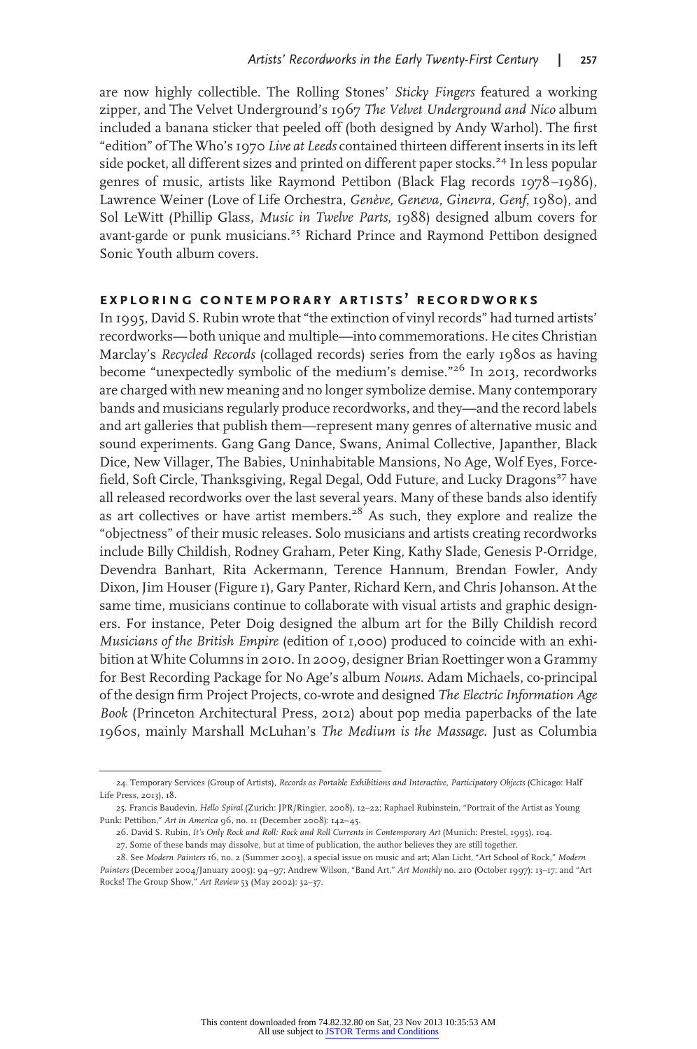are now highly collectible. The Rolling Stones' *Sticky Fingers* featured a working zipper, and The Velvet Underground's 1967 *The Velvet Underground and Nico* album included a banana sticker that peeled off (both designed by Andy Warhol). The first "edition" of The Who's 1970 *Live at Leeds* contained thirteen different inserts in its left side pocket, all different sizes and printed on different paper stocks.[24] In less popular genres of music, artists like Raymond Pettibon (Black Flag records 1978–1986), Lawrence Weiner (Love of Life Orchestra, *Genève, Geneva, Ginevra, Genf*, 1980), and Sol LeWitt (Phillip Glass, *Music in Twelve Parts*, 1988) designed album covers for avant-garde or punk musicians.[25] Richard Prince and Raymond Pettibon designed Sonic Youth album covers.

## exploring contemporary artists' recordworks

In 1995, David S. Rubin wrote that "the extinction of vinyl records" had turned artists' recordworks—both unique and multiple—into commemorations. He cites Christian Marclay's *Recycled Records* (collaged records) series from the early 1980s as having become "unexpectedly symbolic of the medium's demise."[26] In 2013, recordworks are charged with new meaning and no longer symbolize demise. Many contemporary bands and musicians regularly produce recordworks, and they—and the record labels and art galleries that publish them—represent many genres of alternative music and sound experiments. Gang Gang Dance, Swans, Animal Collective, Japanther, Black Dice, New Villager, The Babies, Uninhabitable Mansions, No Age, Wolf Eyes, Forcefield, Soft Circle, Thanksgiving, Regal Degal, Odd Future, and Lucky Dragons[27] have all released recordworks over the last several years. Many of these bands also identify as art collectives or have artist members.[28] As such, they explore and realize the "objectness" of their music releases. Solo musicians and artists creating recordworks include Billy Childish, Rodney Graham, Peter King, Kathy Slade, Genesis P-Orridge, Devendra Banhart, Rita Ackermann, Terence Hannum, Brendan Fowler, Andy Dixon, Jim Houser (Figure 1), Gary Panter, Richard Kern, and Chris Johanson. At the same time, musicians continue to collaborate with visual artists and graphic designers. For instance, Peter Doig designed the album art for the Billy Childish record *Musicians of the British Empire* (edition of 1,000) produced to coincide with an exhibition at White Columns in 2010. In 2009, designer Brian Roettinger won a Grammy for Best Recording Package for No Age's album *Nouns*. Adam Michaels, co-principal of the design firm Project Projects, co-wrote and designed *The Electric Information Age Book* (Princeton Architectural Press, 2012) about pop media paperbacks of the late 1960s, mainly Marshall McLuhan's *The Medium is the Massage*. Just as Columbia

---

24. Temporary Services (Group of Artists), *Records as Portable Exhibitions and Interactive, Participatory Objects* (Chicago: Half Life Press, 2013), 18.

25. Francis Baudevin, *Hello Spiral* (Zurich: JPR/Ringier, 2008), 12–22; Raphael Rubinstein, "Portrait of the Artist as Young Punk: Pettibon," *Art in America* 96, no. 11 (December 2008): 142–45.

26. David S. Rubin, *It's Only Rock and Roll: Rock and Roll Currents in Contemporary Art* (Munich: Prestel, 1995), 104.

27. Some of these bands may dissolve, but at time of publication, the author believes they are still together.

28. See *Modern Painters* 16, no. 2 (Summer 2003), a special issue on music and art; Alan Licht, "Art School of Rock," *Modern Painters* (December 2004/January 2005): 94–97; Andrew Wilson, "Band Art," *Art Monthly* no. 210 (October 1997): 13–17; and "Art Rocks! The Group Show," *Art Review* 53 (May 2002): 32–37.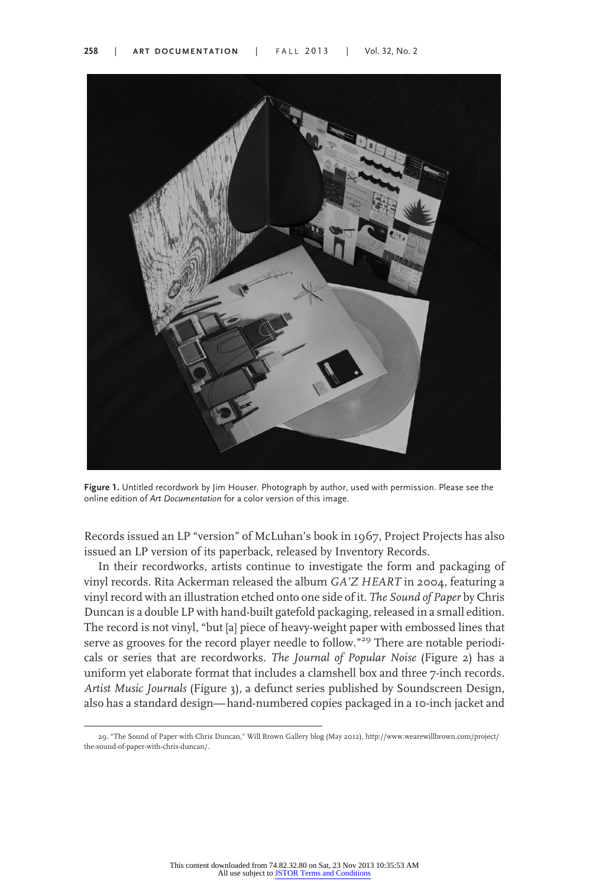Figure 1. Untitled recordwork by Jim Houser. Photograph by author, used with permission. Please see the online edition of *Art Documentation* for a color version of this image.

Records issued an LP "version" of McLuhan's book in 1967, Project Projects has also issued an LP version of its paperback, released by Inventory Records.

In their recordworks, artists continue to investigate the form and packaging of vinyl records. Rita Ackerman released the album *GA'Z HEART* in 2004, featuring a vinyl record with an illustration etched onto one side of it. *The Sound of Paper* by Chris Duncan is a double LP with hand-built gatefold packaging, released in a small edition. The record is not vinyl, "but [a] piece of heavy-weight paper with embossed lines that serve as grooves for the record player needle to follow."[29] There are notable periodicals or series that are recordworks. *The Journal of Popular Noise* (Figure 2) has a uniform yet elaborate format that includes a clamshell box and three 7-inch records. *Artist Music Journals* (Figure 3), a defunct series published by Soundscreen Design, also has a standard design—hand-numbered copies packaged in a 10-inch jacket and

29. "The Sound of Paper with Chris Duncan," Will Brown Gallery blog (May 2012), http://www.wearewillbrown.com/project/the-sound-of-paper-with-chris-duncan/.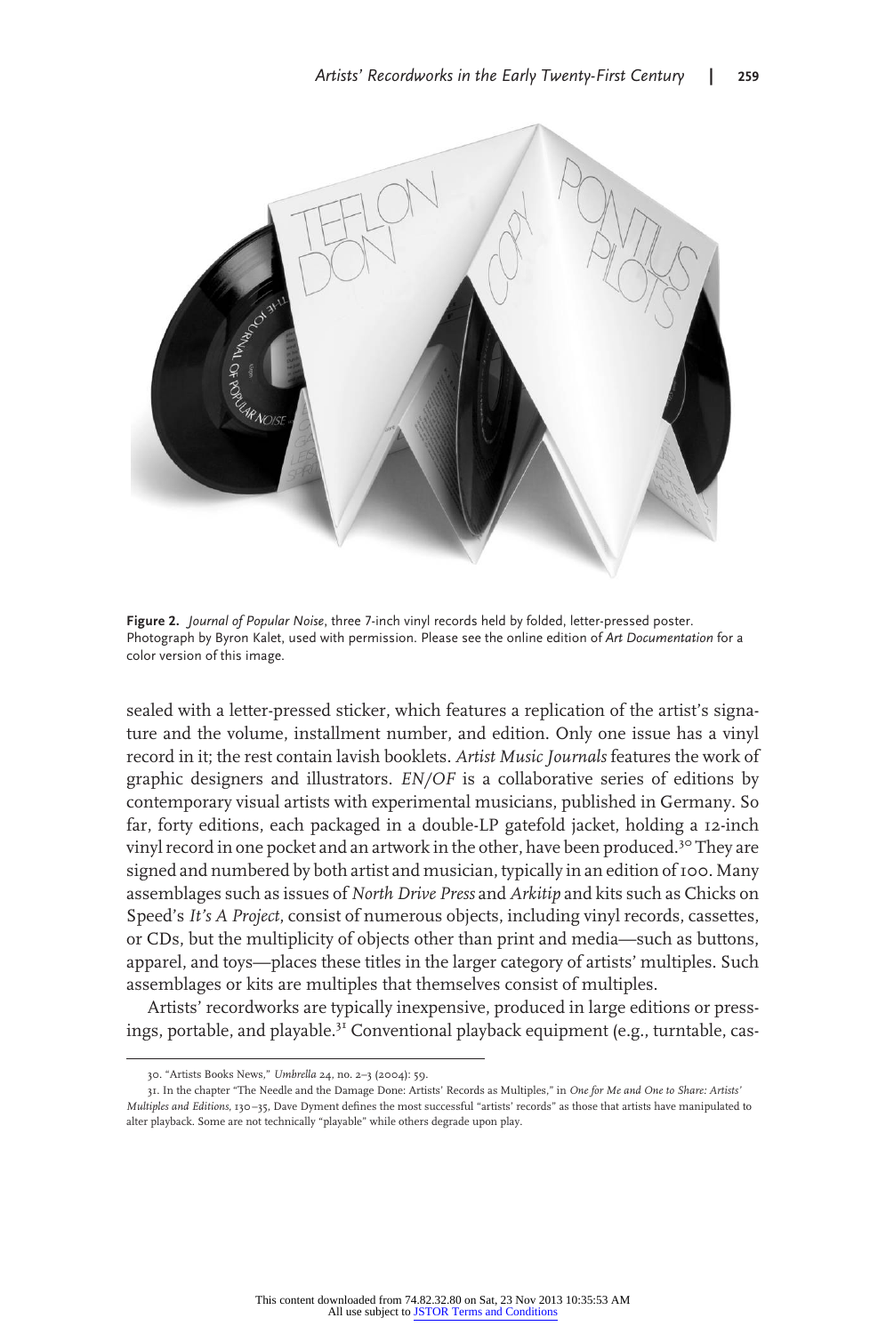**Figure 2.** *Journal of Popular Noise*, three 7-inch vinyl records held by folded, letter-pressed poster. Photograph by Byron Kalet, used with permission. Please see the online edition of *Art Documentation* for a color version of this image.

sealed with a letter-pressed sticker, which features a replication of the artist's signature and the volume, installment number, and edition. Only one issue has a vinyl record in it; the rest contain lavish booklets. *Artist Music Journals* features the work of graphic designers and illustrators. *EN/OF* is a collaborative series of editions by contemporary visual artists with experimental musicians, published in Germany. So far, forty editions, each packaged in a double-LP gatefold jacket, holding a 12-inch vinyl record in one pocket and an artwork in the other, have been produced.[30] They are signed and numbered by both artist and musician, typically in an edition of 100. Many assemblages such as issues of *North Drive Press* and *Arkitip* and kits such as Chicks on Speed's *It's A Project*, consist of numerous objects, including vinyl records, cassettes, or CDs, but the multiplicity of objects other than print and media—such as buttons, apparel, and toys—places these titles in the larger category of artists' multiples. Such assemblages or kits are multiples that themselves consist of multiples.

Artists' recordworks are typically inexpensive, produced in large editions or pressings, portable, and playable.[31] Conventional playback equipment (e.g., turntable, cas-

30. "Artists Books News," *Umbrella* 24, no. 2–3 (2004): 59.

31. In the chapter "The Needle and the Damage Done: Artists' Records as Multiples," in *One for Me and One to Share: Artists' Multiples and Editions*, 130–35, Dave Dyment defines the most successful "artists' records" as those that artists have manipulated to alter playback. Some are not technically "playable" while others degrade upon play.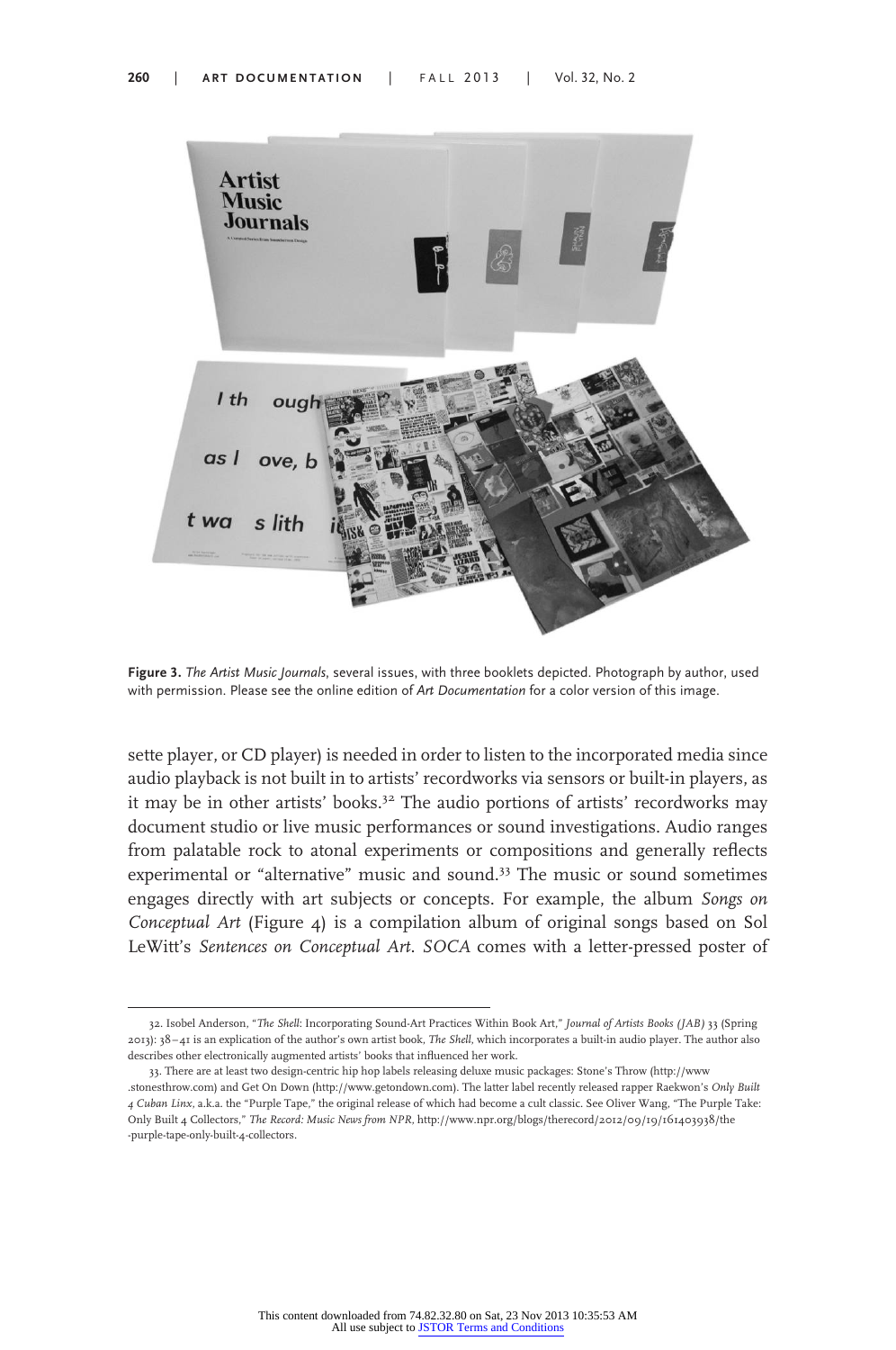Figure 3. *The Artist Music Journals*, several issues, with three booklets depicted. Photograph by author, used with permission. Please see the online edition of *Art Documentation* for a color version of this image.

sette player, or CD player) is needed in order to listen to the incorporated media since audio playback is not built in to artists' recordworks via sensors or built-in players, as it may be in other artists' books.[32] The audio portions of artists' recordworks may document studio or live music performances or sound investigations. Audio ranges from palatable rock to atonal experiments or compositions and generally reflects experimental or "alternative" music and sound.[33] The music or sound sometimes engages directly with art subjects or concepts. For example, the album *Songs on Conceptual Art* (Figure 4) is a compilation album of original songs based on Sol LeWitt's *Sentences on Conceptual Art*. *SOCA* comes with a letter-pressed poster of

---

32. Isobel Anderson, "*The Shell*: Incorporating Sound-Art Practices Within Book Art," *Journal of Artists Books (JAB)* 33 (Spring 2013): 38–41 is an explication of the author's own artist book, *The Shell*, which incorporates a built-in audio player. The author also describes other electronically augmented artists' books that influenced her work.

33. There are at least two design-centric hip hop labels releasing deluxe music packages: Stone's Throw (http://www.stonesthrow.com) and Get On Down (http://www.getondown.com). The latter label recently released rapper Raekwon's *Only Built 4 Cuban Linx*, a.k.a. the "Purple Tape," the original release of which had become a cult classic. See Oliver Wang, "The Purple Take: Only Built 4 Collectors," *The Record: Music News from NPR*, http://www.npr.org/blogs/therecord/2012/09/19/161403938/the-purple-tape-only-built-4-collectors.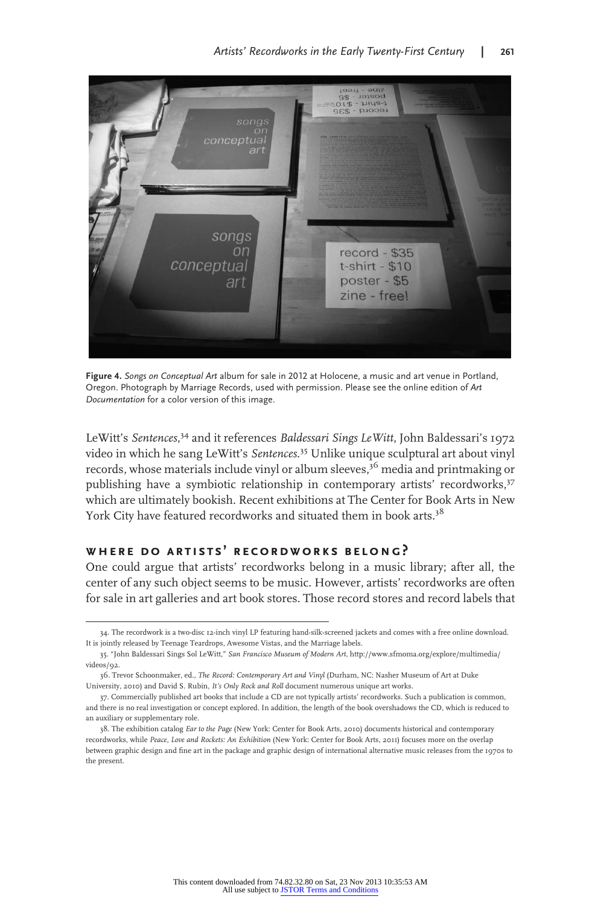**Figure 4.** *Songs on Conceptual Art* album for sale in 2012 at Holocene, a music and art venue in Portland, Oregon. Photograph by Marriage Records, used with permission. Please see the online edition of *Art Documentation* for a color version of this image.

LeWitt's *Sentences*,[34] and it references *Baldessari Sings LeWitt*, John Baldessari's 1972 video in which he sang LeWitt's *Sentences*.[35] Unlike unique sculptural art about vinyl records, whose materials include vinyl or album sleeves,[36] media and printmaking or publishing have a symbiotic relationship in contemporary artists' recordworks,[37] which are ultimately bookish. Recent exhibitions at The Center for Book Arts in New York City have featured recordworks and situated them in book arts.[38]

## WHERE DO ARTISTS' RECORDWORKS BELONG?

One could argue that artists' recordworks belong in a music library; after all, the center of any such object seems to be music. However, artists' recordworks are often for sale in art galleries and art book stores. Those record stores and record labels that

---

34. The recordwork is a two-disc 12-inch vinyl LP featuring hand-silk-screened jackets and comes with a free online download. It is jointly released by Teenage Teardrops, Awesome Vistas, and the Marriage labels.

35. "John Baldessari Sings Sol LeWitt," *San Francisco Museum of Modern Art*, http://www.sfmoma.org/explore/multimedia/videos/92.

36. Trevor Schoonmaker, ed., *The Record: Contemporary Art and Vinyl* (Durham, NC: Nasher Museum of Art at Duke University, 2010) and David S. Rubin, *It's Only Rock and Roll* document numerous unique art works.

37. Commercially published art books that include a CD are not typically artists' recordworks. Such a publication is common, and there is no real investigation or concept explored. In addition, the length of the book overshadows the CD, which is reduced to an auxiliary or supplementary role.

38. The exhibition catalog *Ear to the Page* (New York: Center for Book Arts, 2010) documents historical and contemporary recordworks, while *Peace, Love and Rockets: An Exhibition* (New York: Center for Book Arts, 2011) focuses more on the overlap between graphic design and fine art in the package and graphic design of international alternative music releases from the 1970s to the present.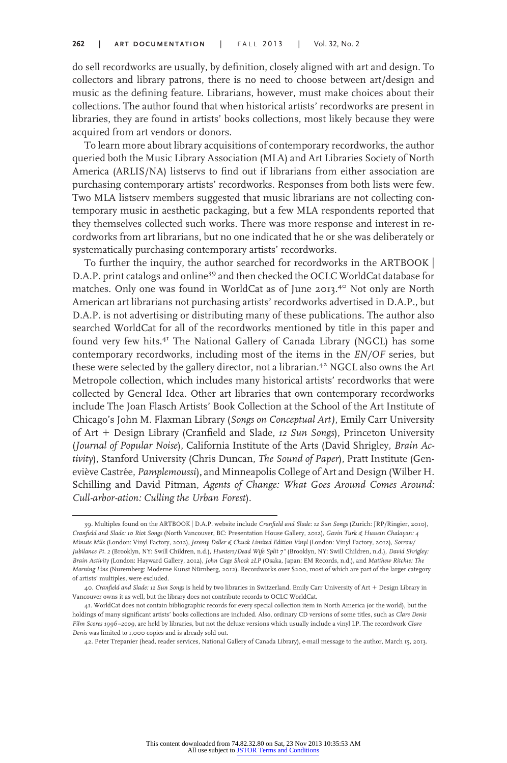do sell recordworks are usually, by definition, closely aligned with art and design. To collectors and library patrons, there is no need to choose between art/design and music as the defining feature. Librarians, however, must make choices about their collections. The author found that when historical artists' recordworks are present in libraries, they are found in artists' books collections, most likely because they were acquired from art vendors or donors.

To learn more about library acquisitions of contemporary recordworks, the author queried both the Music Library Association (MLA) and Art Libraries Society of North America (ARLIS/NA) listservs to find out if librarians from either association are purchasing contemporary artists' recordworks. Responses from both lists were few. Two MLA listserv members suggested that music librarians are not collecting contemporary music in aesthetic packaging, but a few MLA respondents reported that they themselves collected such works. There was more response and interest in recordworks from art librarians, but no one indicated that he or she was deliberately or systematically purchasing contemporary artists' recordworks.

To further the inquiry, the author searched for recordworks in the ARTBOOK | D.A.P. print catalogs and online[39] and then checked the OCLC WorldCat database for matches. Only one was found in WorldCat as of June 2013.[40] Not only are North American art librarians not purchasing artists' recordworks advertised in D.A.P., but D.A.P. is not advertising or distributing many of these publications. The author also searched WorldCat for all of the recordworks mentioned by title in this paper and found very few hits.[41] The National Gallery of Canada Library (NGCL) has some contemporary recordworks, including most of the items in the *EN/OF* series, but these were selected by the gallery director, not a librarian.[42] NGCL also owns the Art Metropole collection, which includes many historical artists' recordworks that were collected by General Idea. Other art libraries that own contemporary recordworks include The Joan Flasch Artists' Book Collection at the School of the Art Institute of Chicago's John M. Flaxman Library (*Songs on Conceptual Art)*, Emily Carr University of Art + Design Library (Cranfield and Slade, *12 Sun Songs*), Princeton University (*Journal of Popular Noise*), California Institute of the Arts (David Shrigley, *Brain Activity*), Stanford University (Chris Duncan, *The Sound of Paper*), Pratt Institute (Geneviève Castrée, *Pamplemoussi*), and Minneapolis College of Art and Design (Wilber H. Schilling and David Pitman, *Agents of Change: What Goes Around Comes Around: Cull-arbor-ation: Culling the Urban Forest*).

---

39. Multiples found on the ARTBOOK | D.A.P. website include *Cranfield and Slade: 12 Sun Songs* (Zurich: JRP/Ringier, 2010), *Cranfield and Slade: 10 Riot Songs* (North Vancouver, BC: Presentation House Gallery, 2012), *Gavin Turk & Hussein Chalayan: 4 Minute Mile* (London: Vinyl Factory, 2012), *Jeremy Deller & Chuck Limited Edition Vinyl* (London: Vinyl Factory, 2012), *Sorrow/Jubilance Pt. 2* (Brooklyn, NY: Swill Children, n.d.), *Hunters/Dead Wife Split 7"* (Brooklyn, NY: Swill Children, n.d.), *David Shrigley: Brain Activity* (London: Hayward Gallery, 2012), *John Cage Shock 2LP* (Osaka, Japan: EM Records, n.d.), and *Matthew Ritchie: The Morning Line* (Nuremberg: Moderne Kunst Nürnberg, 2012). Recordworks over $200, most of which are part of the larger category of artists' multiples, were excluded.

40. *Cranfield and Slade: 12 Sun Songs* is held by two libraries in Switzerland. Emily Carr University of Art + Design Library in Vancouver owns it as well, but the library does not contribute records to OCLC WorldCat.

41. WorldCat does not contain bibliographic records for every special collection item in North America (or the world), but the holdings of many significant artists' books collections are included. Also, ordinary CD versions of some titles, such as *Clare Denis Film Scores 1996–2009*, are held by libraries, but not the deluxe versions which usually include a vinyl LP. The recordwork *Clare Denis* was limited to 1,000 copies and is already sold out.

42. Peter Trepanier (head, reader services, National Gallery of Canada Library), e-mail message to the author, March 15, 2013.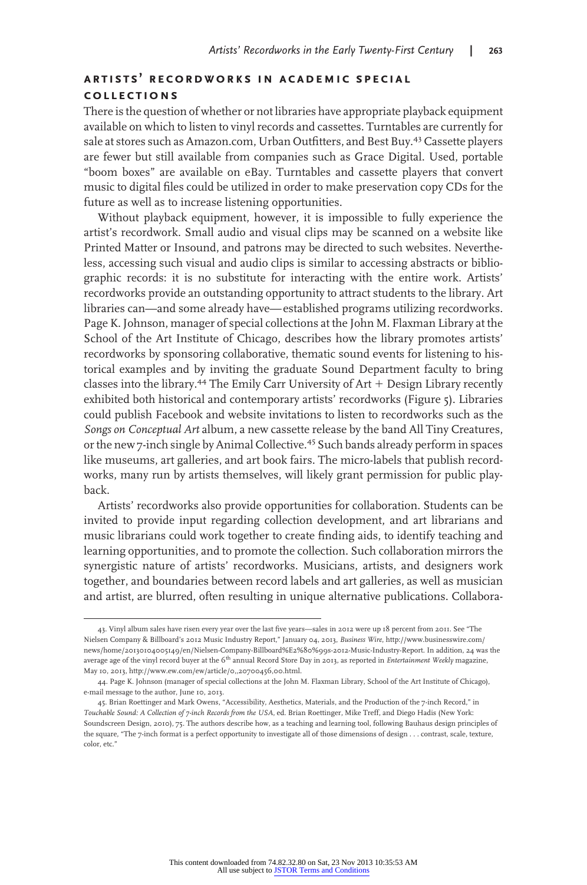## ARTISTS' RECORDWORKS IN ACADEMIC SPECIAL COLLECTIONS

There is the question of whether or not libraries have appropriate playback equipment available on which to listen to vinyl records and cassettes. Turntables are currently for sale at stores such as Amazon.com, Urban Outfitters, and Best Buy.[43] Cassette players are fewer but still available from companies such as Grace Digital. Used, portable "boom boxes" are available on eBay. Turntables and cassette players that convert music to digital files could be utilized in order to make preservation copy CDs for the future as well as to increase listening opportunities.

Without playback equipment, however, it is impossible to fully experience the artist's recordwork. Small audio and visual clips may be scanned on a website like Printed Matter or Insound, and patrons may be directed to such websites. Nevertheless, accessing such visual and audio clips is similar to accessing abstracts or bibliographic records: it is no substitute for interacting with the entire work. Artists' recordworks provide an outstanding opportunity to attract students to the library. Art libraries can—and some already have—established programs utilizing recordworks. Page K. Johnson, manager of special collections at the John M. Flaxman Library at the School of the Art Institute of Chicago, describes how the library promotes artists' recordworks by sponsoring collaborative, thematic sound events for listening to historical examples and by inviting the graduate Sound Department faculty to bring classes into the library.[44] The Emily Carr University of Art + Design Library recently exhibited both historical and contemporary artists' recordworks (Figure 5). Libraries could publish Facebook and website invitations to listen to recordworks such as the *Songs on Conceptual Art* album, a new cassette release by the band All Tiny Creatures, or the new 7-inch single by Animal Collective.[45] Such bands already perform in spaces like museums, art galleries, and art book fairs. The micro-labels that publish recordworks, many run by artists themselves, will likely grant permission for public playback.

Artists' recordworks also provide opportunities for collaboration. Students can be invited to provide input regarding collection development, and art librarians and music librarians could work together to create finding aids, to identify teaching and learning opportunities, and to promote the collection. Such collaboration mirrors the synergistic nature of artists' recordworks. Musicians, artists, and designers work together, and boundaries between record labels and art galleries, as well as musician and artist, are blurred, often resulting in unique alternative publications. Collabora-

---

43. Vinyl album sales have risen every year over the last five years—sales in 2012 were up 18 percent from 2011. See "The Nielsen Company & Billboard's 2012 Music Industry Report," January 04, 2013, *Business Wire*, http://www.businesswire.com/news/home/20130104005149/en/Nielsen-Company-Billboard%E2%80%99s-2012-Music-Industry-Report. In addition, 24 was the average age of the vinyl record buyer at the 6th annual Record Store Day in 2013, as reported in *Entertainment Weekly* magazine, May 10, 2013, http://www.ew.com/ew/article/0,,20700456,00.html.

44. Page K. Johnson (manager of special collections at the John M. Flaxman Library, School of the Art Institute of Chicago), e-mail message to the author, June 10, 2013.

45. Brian Roettinger and Mark Owens, "Accessibility, Aesthetics, Materials, and the Production of the 7-inch Record," in *Touchable Sound: A Collection of 7-inch Records from the USA*, ed. Brian Roettinger, Mike Treff, and Diego Hadis (New York: Soundscreen Design, 2010), 75. The authors describe how, as a teaching and learning tool, following Bauhaus design principles of the square, "The 7-inch format is a perfect opportunity to investigate all of those dimensions of design . . . contrast, scale, texture, color, etc."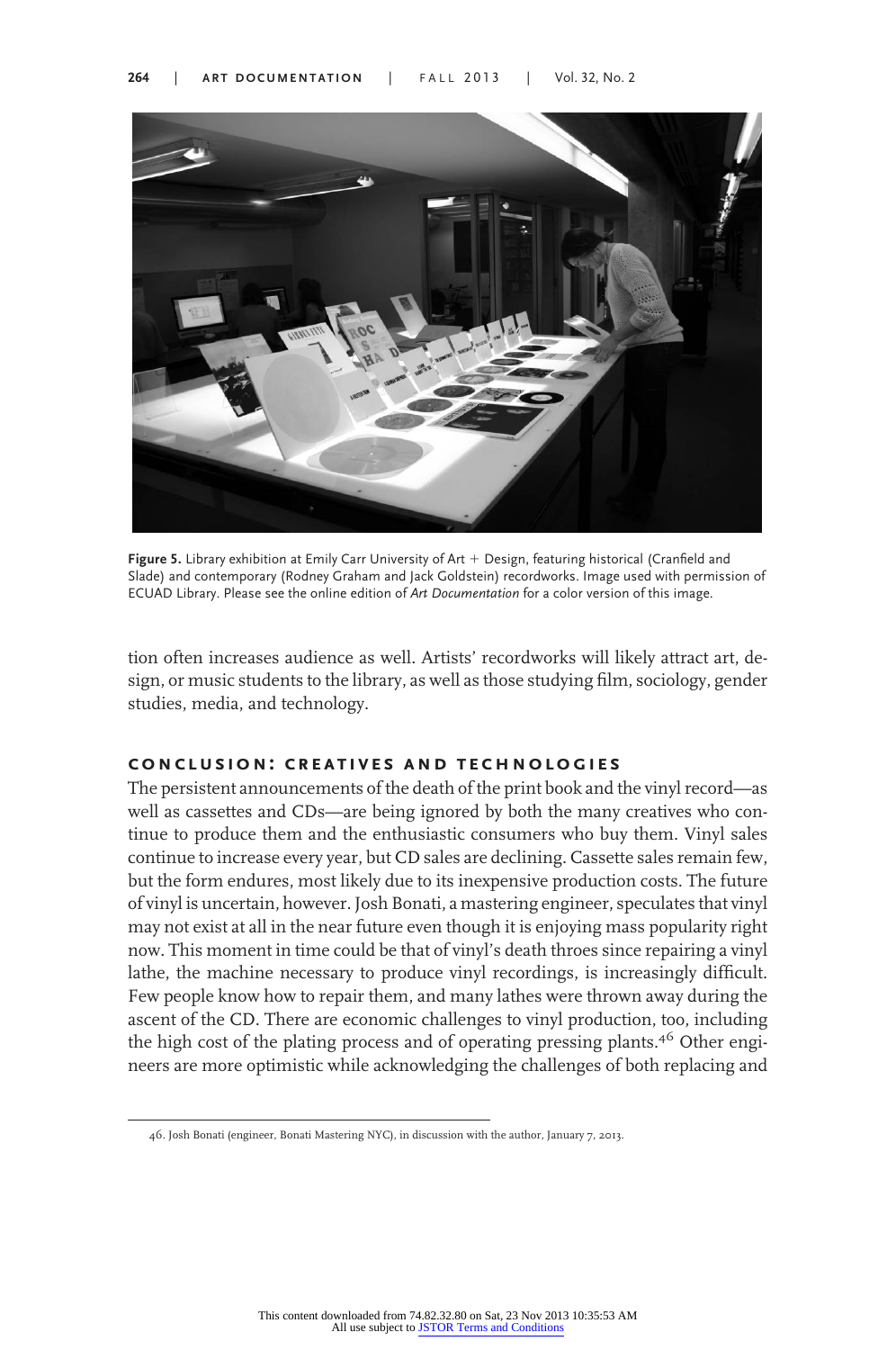Figure 5. Library exhibition at Emily Carr University of Art + Design, featuring historical (Cranfield and Slade) and contemporary (Rodney Graham and Jack Goldstein) recordworks. Image used with permission of ECUAD Library. Please see the online edition of *Art Documentation* for a color version of this image.

tion often increases audience as well. Artists' recordworks will likely attract art, design, or music students to the library, as well as those studying film, sociology, gender studies, media, and technology.

## CONCLUSION: CREATIVES AND TECHNOLOGIES

The persistent announcements of the death of the print book and the vinyl record—as well as cassettes and CDs—are being ignored by both the many creatives who continue to produce them and the enthusiastic consumers who buy them. Vinyl sales continue to increase every year, but CD sales are declining. Cassette sales remain few, but the form endures, most likely due to its inexpensive production costs. The future of vinyl is uncertain, however. Josh Bonati, a mastering engineer, speculates that vinyl may not exist at all in the near future even though it is enjoying mass popularity right now. This moment in time could be that of vinyl's death throes since repairing a vinyl lathe, the machine necessary to produce vinyl recordings, is increasingly difficult. Few people know how to repair them, and many lathes were thrown away during the ascent of the CD. There are economic challenges to vinyl production, too, including the high cost of the plating process and of operating pressing plants.[46] Other engineers are more optimistic while acknowledging the challenges of both replacing and

46. Josh Bonati (engineer, Bonati Mastering NYC), in discussion with the author, January 7, 2013.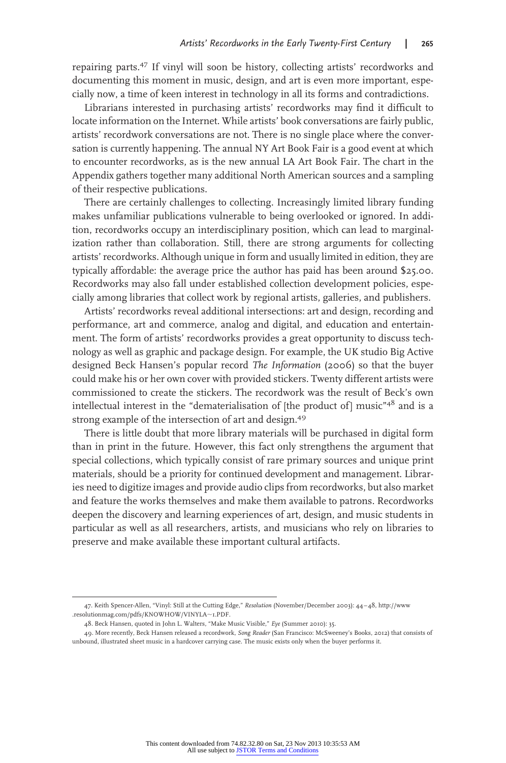repairing parts.[47] If vinyl will soon be history, collecting artists' recordworks and documenting this moment in music, design, and art is even more important, especially now, a time of keen interest in technology in all its forms and contradictions.

Librarians interested in purchasing artists' recordworks may find it difficult to locate information on the Internet. While artists' book conversations are fairly public, artists' recordwork conversations are not. There is no single place where the conversation is currently happening. The annual NY Art Book Fair is a good event at which to encounter recordworks, as is the new annual LA Art Book Fair. The chart in the Appendix gathers together many additional North American sources and a sampling of their respective publications.

There are certainly challenges to collecting. Increasingly limited library funding makes unfamiliar publications vulnerable to being overlooked or ignored. In addition, recordworks occupy an interdisciplinary position, which can lead to marginalization rather than collaboration. Still, there are strong arguments for collecting artists' recordworks. Although unique in form and usually limited in edition, they are typically affordable: the average price the author has paid has been around $25.00. Recordworks may also fall under established collection development policies, especially among libraries that collect work by regional artists, galleries, and publishers.

Artists' recordworks reveal additional intersections: art and design, recording and performance, art and commerce, analog and digital, and education and entertainment. The form of artists' recordworks provides a great opportunity to discuss technology as well as graphic and package design. For example, the UK studio Big Active designed Beck Hansen's popular record *The Information* (2006) so that the buyer could make his or her own cover with provided stickers. Twenty different artists were commissioned to create the stickers. The recordwork was the result of Beck's own intellectual interest in the "dematerialisation of [the product of] music"[48] and is a strong example of the intersection of art and design.[49]

There is little doubt that more library materials will be purchased in digital form than in print in the future. However, this fact only strengthens the argument that special collections, which typically consist of rare primary sources and unique print materials, should be a priority for continued development and management. Libraries need to digitize images and provide audio clips from recordworks, but also market and feature the works themselves and make them available to patrons. Recordworks deepen the discovery and learning experiences of art, design, and music students in particular as well as all researchers, artists, and musicians who rely on libraries to preserve and make available these important cultural artifacts.

---

47. Keith Spencer-Allen, "Vinyl: Still at the Cutting Edge," *Resolution* (November/December 2003): 44–48, http://www.resolutionmag.com/pdfs/KNOWHOW/VINYLA~1.PDF.

48. Beck Hansen, quoted in John L. Walters, "Make Music Visible," *Eye* (Summer 2010): 35.

49. More recently, Beck Hansen released a recordwork, *Song Reader* (San Francisco: McSweeney's Books, 2012) that consists of unbound, illustrated sheet music in a hardcover carrying case. The music exists only when the buyer performs it.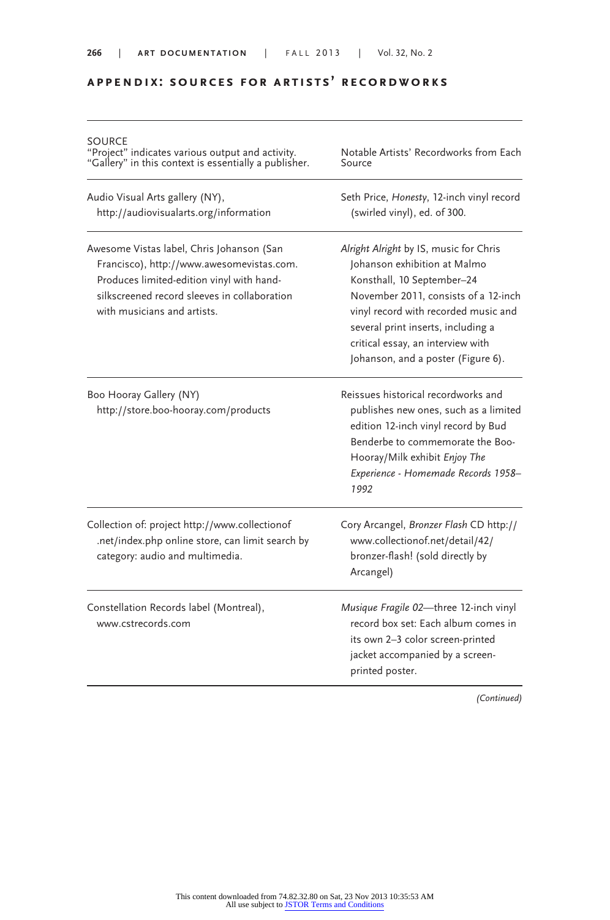## APPENDIX: SOURCES FOR ARTISTS' RECORDWORKS

| SOURCE<br>"Project" indicates various output and activity.<br>"Gallery" in this context is essentially a publisher. | Notable Artists' Recordworks from Each Source |
|---|---|
| Audio Visual Arts gallery (NY), http://audiovisualarts.org/information | Seth Price, *Honesty*, 12-inch vinyl record (swirled vinyl), ed. of 300. |
| Awesome Vistas label, Chris Johanson (San Francisco), http://www.awesomevistas.com. Produces limited-edition vinyl with hand-silkscreened record sleeves in collaboration with musicians and artists. | *Alright Alright* by IS, music for Chris Johanson exhibition at Malmo Konsthall, 10 September–24 November 2011, consists of a 12-inch vinyl record with recorded music and several print inserts, including a critical essay, an interview with Johanson, and a poster (Figure 6). |
| Boo Hooray Gallery (NY) http://store.boo-hooray.com/products | Reissues historical recordworks and publishes new ones, such as a limited edition 12-inch vinyl record by Bud Benderbe to commemorate the Boo-Hooray/Milk exhibit *Enjoy The Experience - Homemade Records 1958–1992* |
| Collection of: project http://www.collectionof.net/index.php online store, can limit search by category: audio and multimedia. | Cory Arcangel, *Bronzer Flash* CD http://www.collectionof.net/detail/42/bronzer-flash! (sold directly by Arcangel) |
| Constellation Records label (Montreal), www.cstrecords.com | *Musique Fragile 02*—three 12-inch vinyl record box set: Each album comes in its own 2–3 color screen-printed jacket accompanied by a screen-printed poster. |

*(Continued)*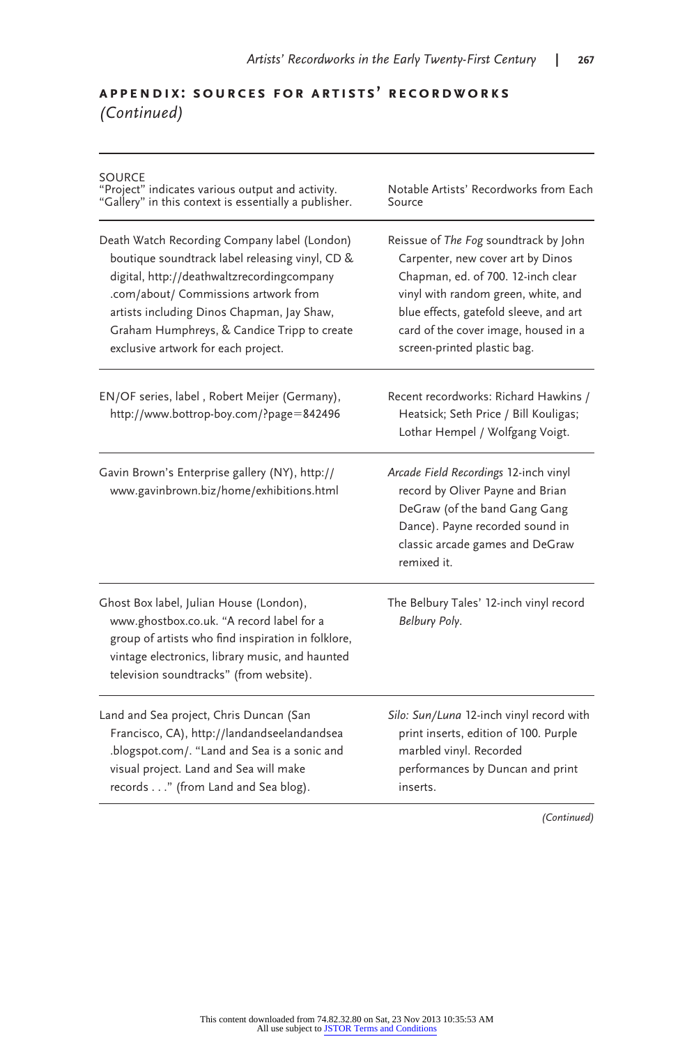## APPENDIX: SOURCES FOR ARTISTS' RECORDWORKS *(Continued)*

| SOURCE "Project" indicates various output and activity. "Gallery" in this context is essentially a publisher. | Notable Artists' Recordworks from Each Source |
|---|---|
| Death Watch Recording Company label (London) boutique soundtrack label releasing vinyl, CD & digital, http://deathwaltzrecordingcompany.com/about/ Commissions artwork from artists including Dinos Chapman, Jay Shaw, Graham Humphreys, & Candice Tripp to create exclusive artwork for each project. | Reissue of *The Fog* soundtrack by John Carpenter, new cover art by Dinos Chapman, ed. of 700. 12-inch clear vinyl with random green, white, and blue effects, gatefold sleeve, and art card of the cover image, housed in a screen-printed plastic bag. |
| EN/OF series, label , Robert Meijer (Germany), http://www.bottrop-boy.com/?page=842496 | Recent recordworks: Richard Hawkins / Heatsick; Seth Price / Bill Kouligas; Lothar Hempel / Wolfgang Voigt. |
| Gavin Brown's Enterprise gallery (NY), http://www.gavinbrown.biz/home/exhibitions.html | *Arcade Field Recordings* 12-inch vinyl record by Oliver Payne and Brian DeGraw (of the band Gang Gang Dance). Payne recorded sound in classic arcade games and DeGraw remixed it. |
| Ghost Box label, Julian House (London), www.ghostbox.co.uk. "A record label for a group of artists who find inspiration in folklore, vintage electronics, library music, and haunted television soundtracks" (from website). | The Belbury Tales' 12-inch vinyl record *Belbury Poly*. |
| Land and Sea project, Chris Duncan (San Francisco, CA), http://landandseelandandsea.blogspot.com/. "Land and Sea is a sonic and visual project. Land and Sea will make records . . ." (from Land and Sea blog). | *Silo: Sun/Luna* 12-inch vinyl record with print inserts, edition of 100. Purple marbled vinyl. Recorded performances by Duncan and print inserts. |

*(Continued)*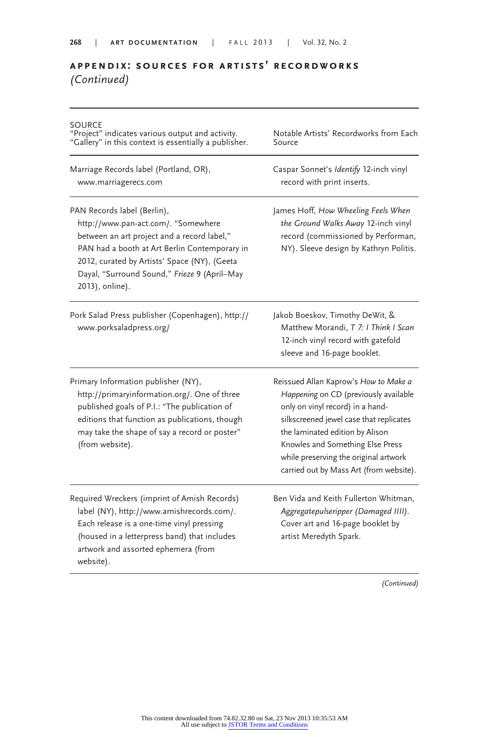## APPENDIX: SOURCES FOR ARTISTS' RECORDWORKS *(Continued)*

| SOURCE<br>"Project" indicates various output and activity.<br>"Gallery" in this context is essentially a publisher. | Notable Artists' Recordworks from Each Source |
|---|---|
| Marriage Records label (Portland, OR), www.marriagerecs.com | Caspar Sonnet's *Identify* 12-inch vinyl record with print inserts. |
| PAN Records label (Berlin), http://www.pan-act.com/. "Somewhere between an art project and a record label," PAN had a booth at Art Berlin Contemporary in 2012, curated by Artists' Space (NY), (Geeta Dayal, "Surround Sound," *Frieze* 9 (April–May 2013), online). | James Hoff, *How Wheeling Feels When the Ground Walks Away* 12-inch vinyl record (commissioned by Performan, NY). Sleeve design by Kathryn Politis. |
| Pork Salad Press publisher (Copenhagen), http://www.porksaladpress.org/ | Jakob Boeskov, Timothy DeWit, & Matthew Morandi, *T 7: I Think I Scan* 12-inch vinyl record with gatefold sleeve and 16-page booklet. |
| Primary Information publisher (NY), http://primaryinformation.org/. One of three published goals of P.I.: "The publication of editions that function as publications, though may take the shape of say a record or poster" (from website). | Reissued Allan Kaprow's *How to Make a Happening* on CD (previously available only on vinyl record) in a hand-silkscreened jewel case that replicates the laminated edition by Alison Knowles and Something Else Press while preserving the original artwork carried out by Mass Art (from website). |
| Required Wreckers (imprint of Amish Records) label (NY), http://www.amishrecords.com/. Each release is a one-time vinyl pressing (housed in a letterpress band) that includes artwork and assorted ephemera (from website). | Ben Vida and Keith Fullerton Whitman, *Aggregatepulseripper (Damaged IIII)*. Cover art and 16-page booklet by artist Meredyth Spark. |

*(Continued)*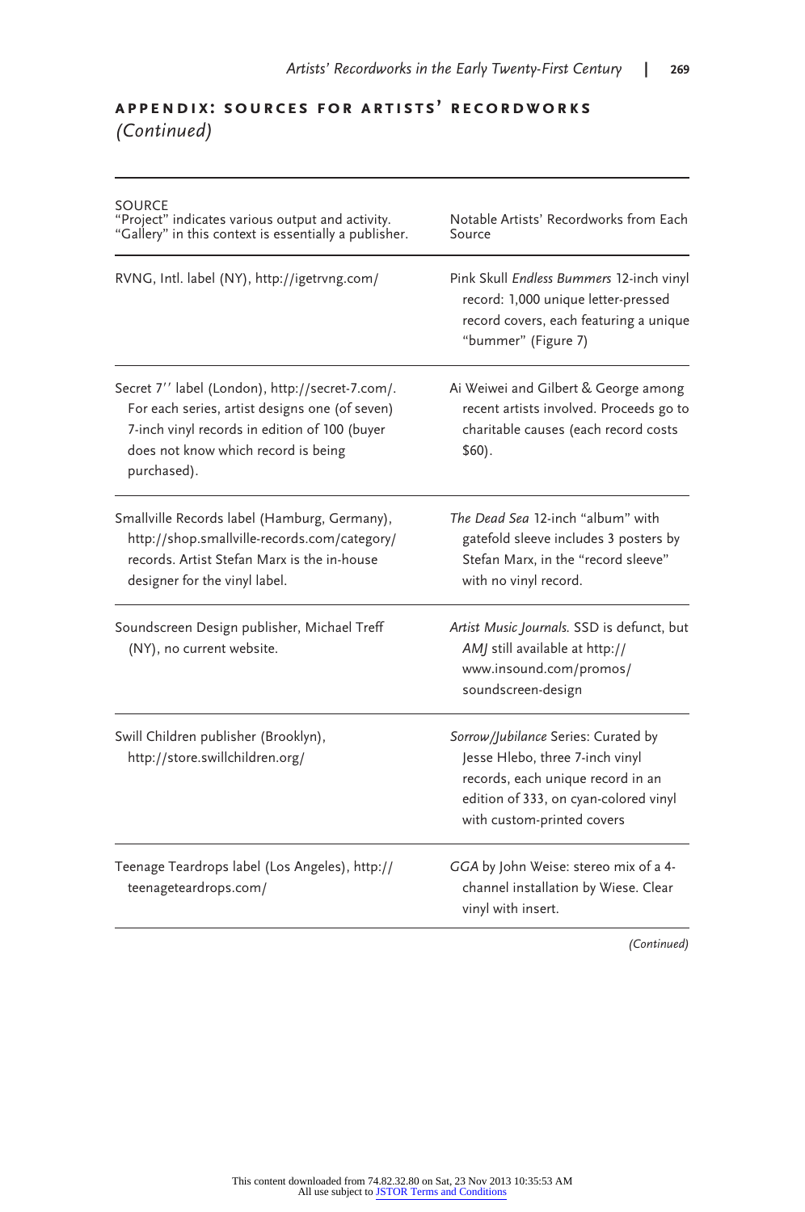## APPENDIX: SOURCES FOR ARTISTS' RECORDWORKS *(Continued)*

| SOURCE "Project" indicates various output and activity. "Gallery" in this context is essentially a publisher. | Notable Artists' Recordworks from Each Source |
|---|---|
| RVNG, Intl. label (NY), http://igetrvng.com/ | Pink Skull *Endless Bummers* 12-inch vinyl record: 1,000 unique letter-pressed record covers, each featuring a unique "bummer" (Figure 7) |
| Secret 7'' label (London), http://secret-7.com/. For each series, artist designs one (of seven) 7-inch vinyl records in edition of 100 (buyer does not know which record is being purchased). | Ai Weiwei and Gilbert & George among recent artists involved. Proceeds go to charitable causes (each record costs $60). |
| Smallville Records label (Hamburg, Germany), http://shop.smallville-records.com/category/records. Artist Stefan Marx is the in-house designer for the vinyl label. | *The Dead Sea* 12-inch "album" with gatefold sleeve includes 3 posters by Stefan Marx, in the "record sleeve" with no vinyl record. |
| Soundscreen Design publisher, Michael Treff (NY), no current website. | *Artist Music Journals.* SSD is defunct, but *AMJ* still available at http://www.insound.com/promos/soundscreen-design |
| Swill Children publisher (Brooklyn), http://store.swillchildren.org/ | *Sorrow/Jubilance* Series: Curated by Jesse Hlebo, three 7-inch vinyl records, each unique record in an edition of 333, on cyan-colored vinyl with custom-printed covers |
| Teenage Teardrops label (Los Angeles), http://teenageteardrops.com/ | *GGA* by John Weise: stereo mix of a 4-channel installation by Wiese. Clear vinyl with insert. |

*(Continued)*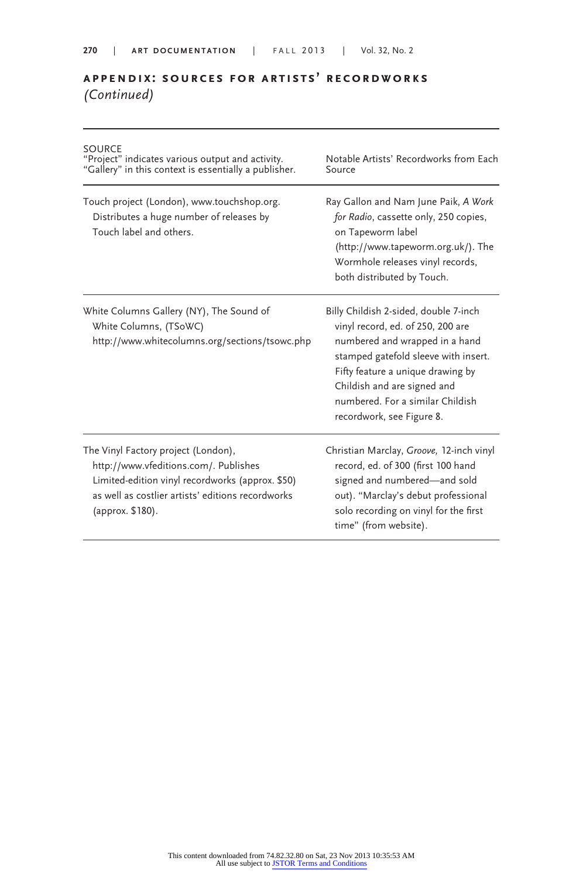## APPENDIX: SOURCES FOR ARTISTS' RECORDWORKS *(Continued)*

| SOURCE "Project" indicates various output and activity. "Gallery" in this context is essentially a publisher. | Notable Artists' Recordworks from Each Source |
|---|---|
| Touch project (London), www.touchshop.org. Distributes a huge number of releases by Touch label and others. | Ray Gallon and Nam June Paik, *A Work for Radio*, cassette only, 250 copies, on Tapeworm label (http://www.tapeworm.org.uk/). The Wormhole releases vinyl records, both distributed by Touch. |
| White Columns Gallery (NY), The Sound of White Columns, (TSoWC) http://www.whitecolumns.org/sections/tsowc.php | Billy Childish 2-sided, double 7-inch vinyl record, ed. of 250, 200 are numbered and wrapped in a hand stamped gatefold sleeve with insert. Fifty feature a unique drawing by Childish and are signed and numbered. For a similar Childish recordwork, see Figure 8. |
| The Vinyl Factory project (London), http://www.vfeditions.com/. Publishes Limited-edition vinyl recordworks (approx. $50) as well as costlier artists' editions recordworks (approx. $180). | Christian Marclay, *Groove,* 12-inch vinyl record, ed. of 300 (first 100 hand signed and numbered—and sold out). "Marclay's debut professional solo recording on vinyl for the first time" (from website). |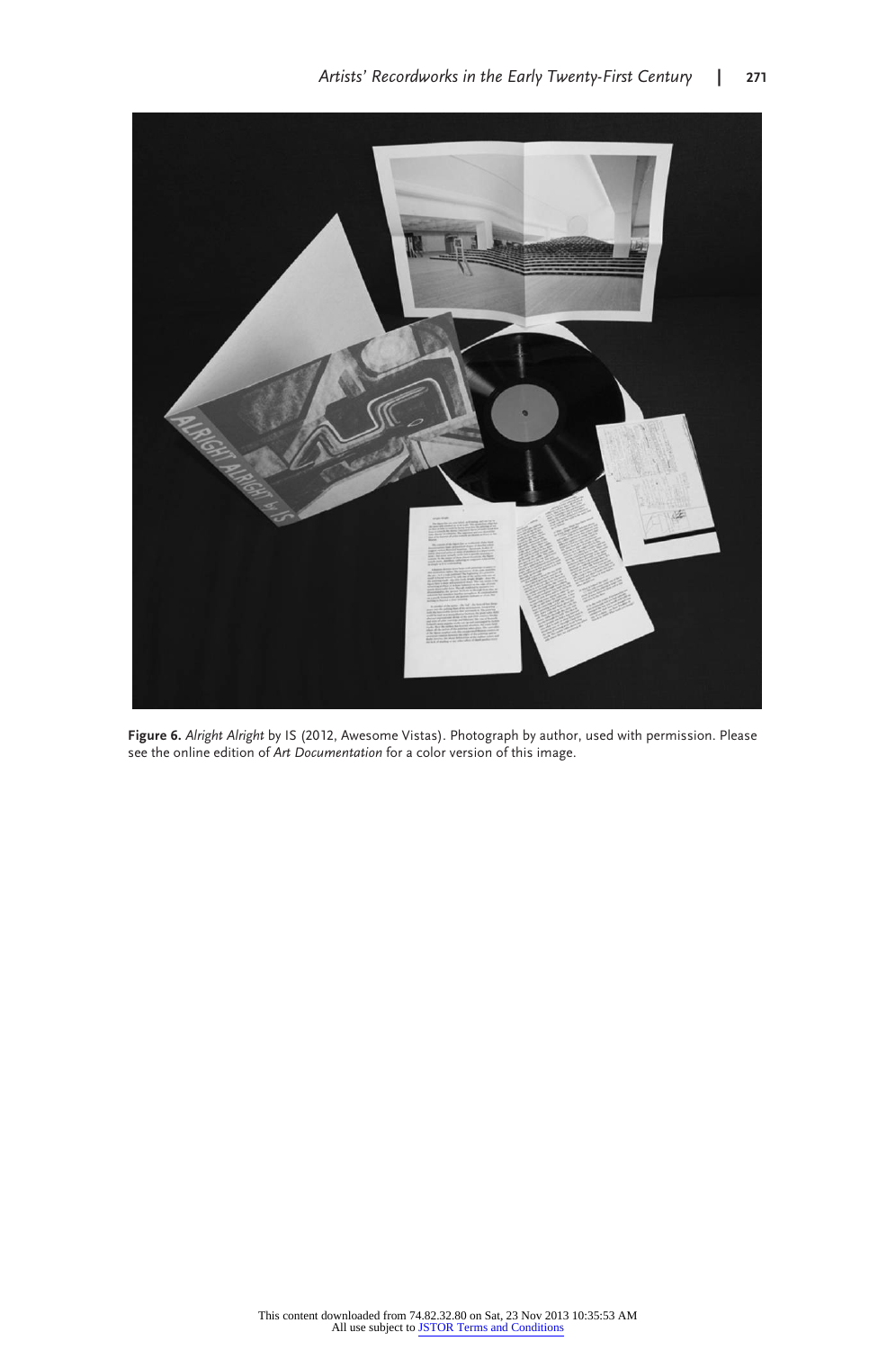**Figure 6.** *Alright Alright* by IS (2012, Awesome Vistas). Photograph by author, used with permission. Please see the online edition of *Art Documentation* for a color version of this image.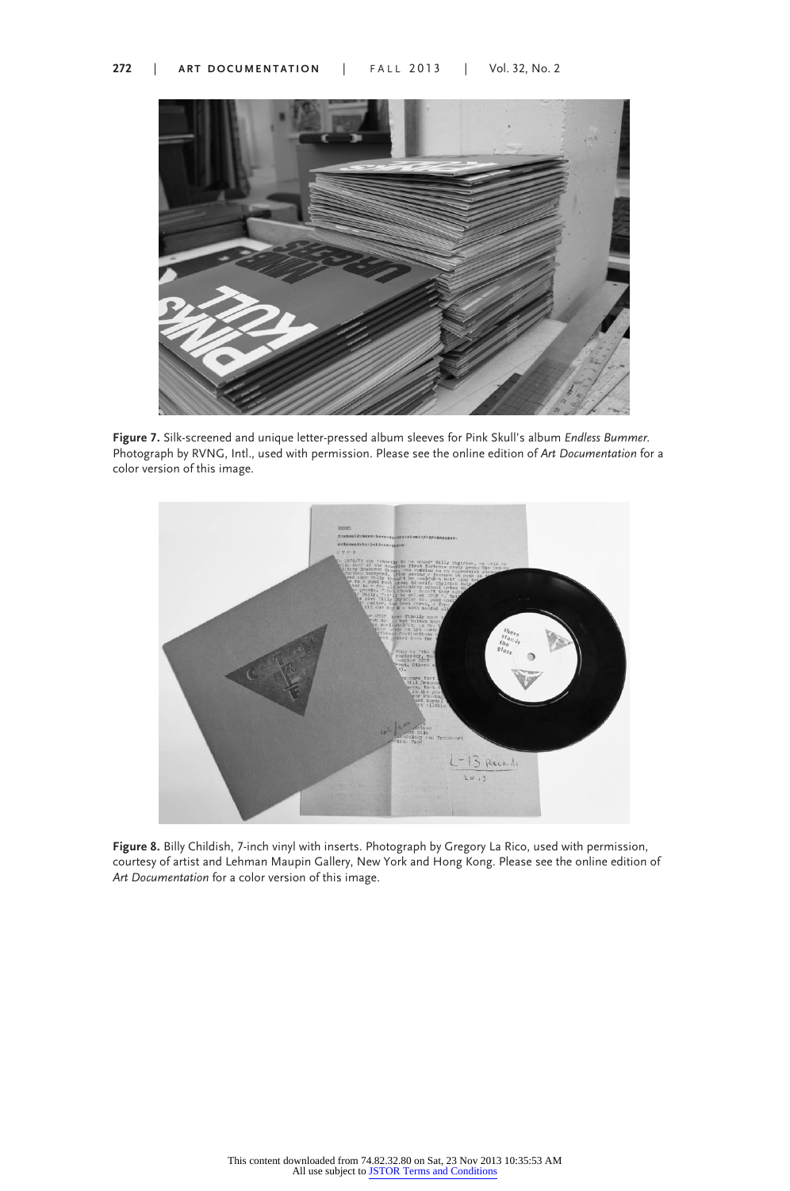**Figure 7.** Silk-screened and unique letter-pressed album sleeves for Pink Skull's album *Endless Bummer.* Photograph by RVNG, Intl., used with permission. Please see the online edition of *Art Documentation* for a color version of this image.

**Figure 8.** Billy Childish, 7-inch vinyl with inserts. Photograph by Gregory La Rico, used with permission, courtesy of artist and Lehman Maupin Gallery, New York and Hong Kong. Please see the online edition of *Art Documentation* for a color version of this image.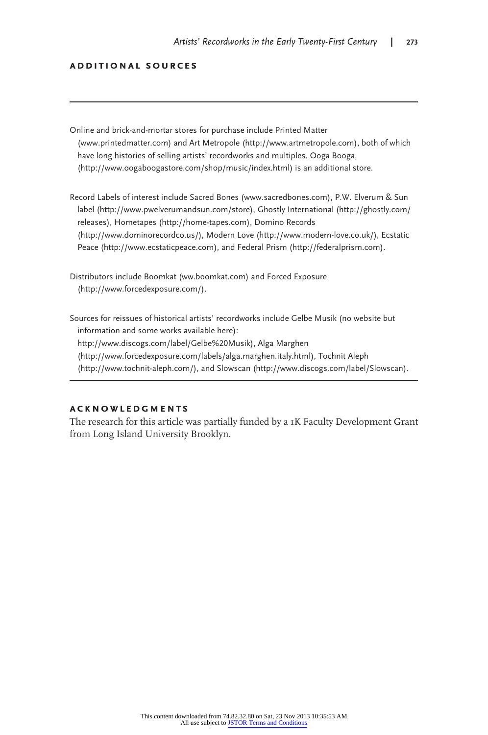## ADDITIONAL SOURCES

Online and brick-and-mortar stores for purchase include Printed Matter (www.printedmatter.com) and Art Metropole (http://www.artmetropole.com), both of which have long histories of selling artists' recordworks and multiples. Ooga Booga, (http://www.oogaboogastore.com/shop/music/index.html) is an additional store.

Record Labels of interest include Sacred Bones (www.sacredbones.com), P.W. Elverum & Sun label (http://www.pwelverumandsun.com/store), Ghostly International (http://ghostly.com/releases), Hometapes (http://home-tapes.com), Domino Records (http://www.dominorecordco.us/), Modern Love (http://www.modern-love.co.uk/), Ecstatic Peace (http://www.ecstaticpeace.com), and Federal Prism (http://federalprism.com).

Distributors include Boomkat (ww.boomkat.com) and Forced Exposure (http://www.forcedexposure.com/).

Sources for reissues of historical artists' recordworks include Gelbe Musik (no website but information and some works available here): http://www.discogs.com/label/Gelbe%20Musik), Alga Marghen (http://www.forcedexposure.com/labels/alga.marghen.italy.html), Tochnit Aleph (http://www.tochnit-aleph.com/), and Slowscan (http://www.discogs.com/label/Slowscan).

## ACKNOWLEDGMENTS

The research for this article was partially funded by a 1K Faculty Development Grant from Long Island University Brooklyn.